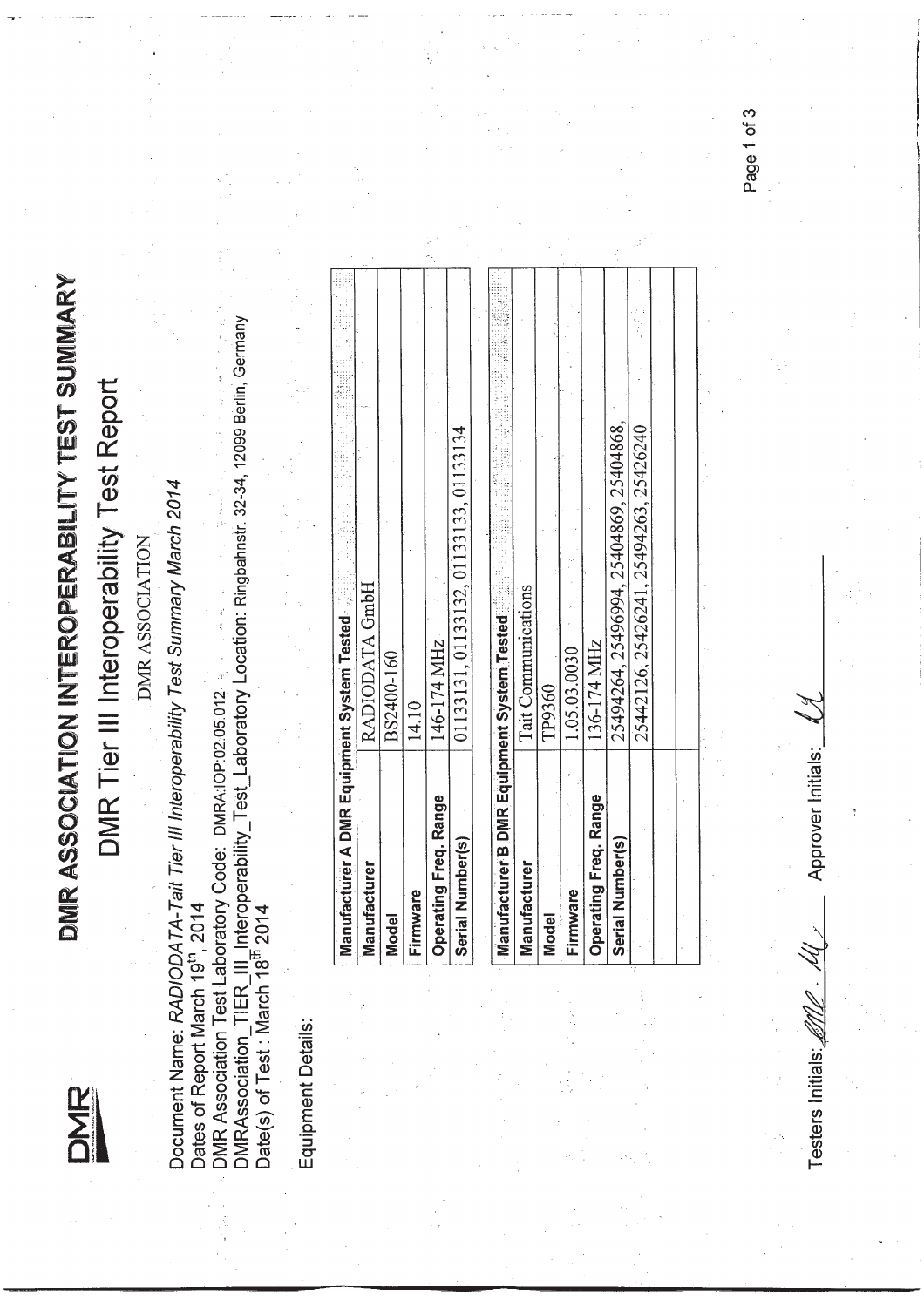# DMR ASSOCIATION INTEROPERABILITY TEST SUMMARY

## DMR Tier III Interoperability Test Report

DMR ASSOCIATION

Document Name: *RADIODATA-Tait Tier III Interoperability Test Summary March 2014*
Dates of Report March 19th, 2014
DMR Association Test Laboratory Code: DMRA:IOP:02.05.012
DMRAssociation_TIER_III_Interoperability_Test_Laboratory Location: Ringbahnstr. 32-34, 12099 Berlin, Germany
Date(s) of Test : March 18th 2014

Equipment Details:

| Manufacturer A DMR Equipment System Tested | |
|---|---|
| Manufacturer | RADIODATA GmbH |
| Model | BS2400-160 |
| Firmware | 14.10 |
| Operating Freq. Range | 146-174 MHz |
| Serial Number(s) | 01133131, 01133132, 01133133, 01133134 |

| Manufacturer B DMR Equipment System Tested | |
|---|---|
| Manufacturer | Tait Communications |
| Model | TP9360 |
| Firmware | 1.05.03.0030 |
| Operating Freq. Range | 136-174 MHz |
| Serial Number(s) | 25494264, 25496994, 25404869, 25404868, |
| | 25442126, 25426241, 25494263, 25426240 |
| | |
| | |

Testers Initials: _______ Approver Initials: _______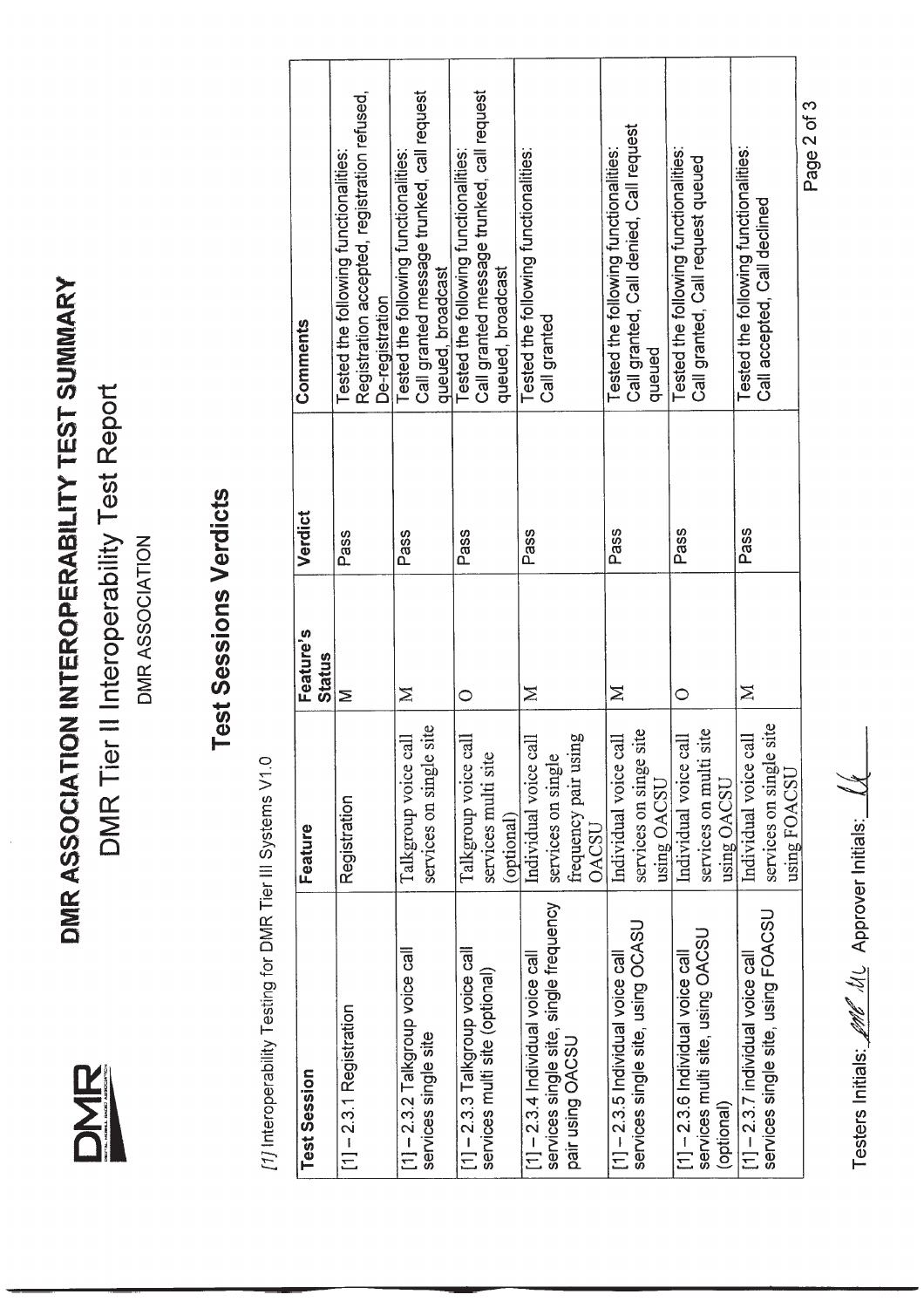# DMR ASSOCIATION INTEROPERABILITY TEST SUMMARY

## DMR Tier II Interoperability Test Report

DMR ASSOCIATION

## Test Sessions Verdicts

*[1]* Interoperability Testing for DMR Tier III Systems V1.0

| Test Session | Feature | Feature's Status | Verdict | Comments |
|---|---|---|---|---|
| [1] – 2.3.1 Registration | Registration | M | Pass | Tested the following functionalities: Registration accepted, registration refused, De-registration |
| [1] – 2.3.2 Talkgroup voice call services single site | Talkgroup voice call services on single site | M | Pass | Tested the following functionalities: Call granted message trunked, call request queued, broadcast |
| [1] – 2.3.3 Talkgroup voice call services multi site (optional) | Talkgroup voice call services multi site (optional) | O | Pass | Tested the following functionalities: Call granted message trunked, call request queued, broadcast |
| [1] – 2.3.4 Individual voice call services single site, single frequency pair using OACSU | Individual voice call services on single frequency pair using OACSU | M | Pass | Tested the following functionalities: Call granted |
| [1] – 2.3.5 Individual voice call services single site, using OCASU | Individual voice call services on singe site using OACSU | M | Pass | Tested the following functionalities: Call granted, Call denied, Call request queued |
| [1] – 2.3.6 Individual voice call services multi site, using OACSU (optional) | Individual voice call services on multi site using OACSU | O | Pass | Tested the following functionalities: Call granted, Call request queued |
| [1] – 2.3.7 individual voice call services single site, using FOACSU | Individual voice call services on single site using FOACSU | M | Pass | Tested the following functionalities: Call accepted, Call declined |

Testers Initials: ___ Approver Initials: ___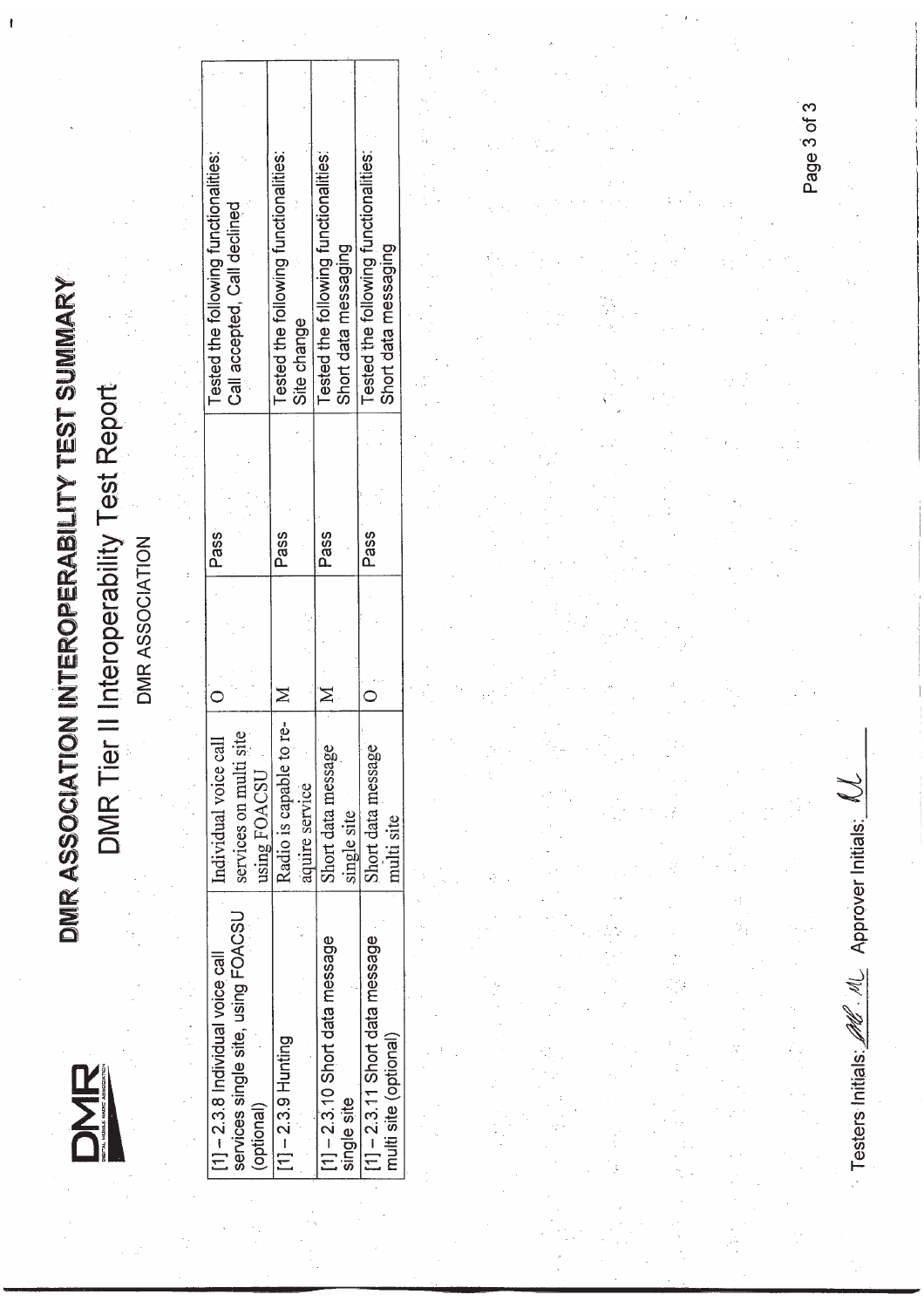# DMR ASSOCIATION INTEROPERABILITY TEST SUMMARY

## DMR Tier II Interoperability Test Report

DMR ASSOCIATION

| | | | | |
|---|---|---|---|---|
| [1] – 2.3.8 Individual voice call services single site, using FOACSU (optional) | Individual voice call services on multi site using FOACSU | O | Pass | Tested the following functionalities: Call accepted, Call declined |
| [1] – 2.3.9 Hunting | Radio is capable to re-aquire service | M | Pass | Tested the following functionalities: Site change |
| [1] – 2.3.10 Short data message single site | Short data message single site | M | Pass | Tested the following functionalities: Short data messaging |
| [1] – 2.3.11 Short data message multi site (optional) | Short data message multi site | O | Pass | Tested the following functionalities: Short data messaging |

Testers Initials: ___ Approver Initials: ___